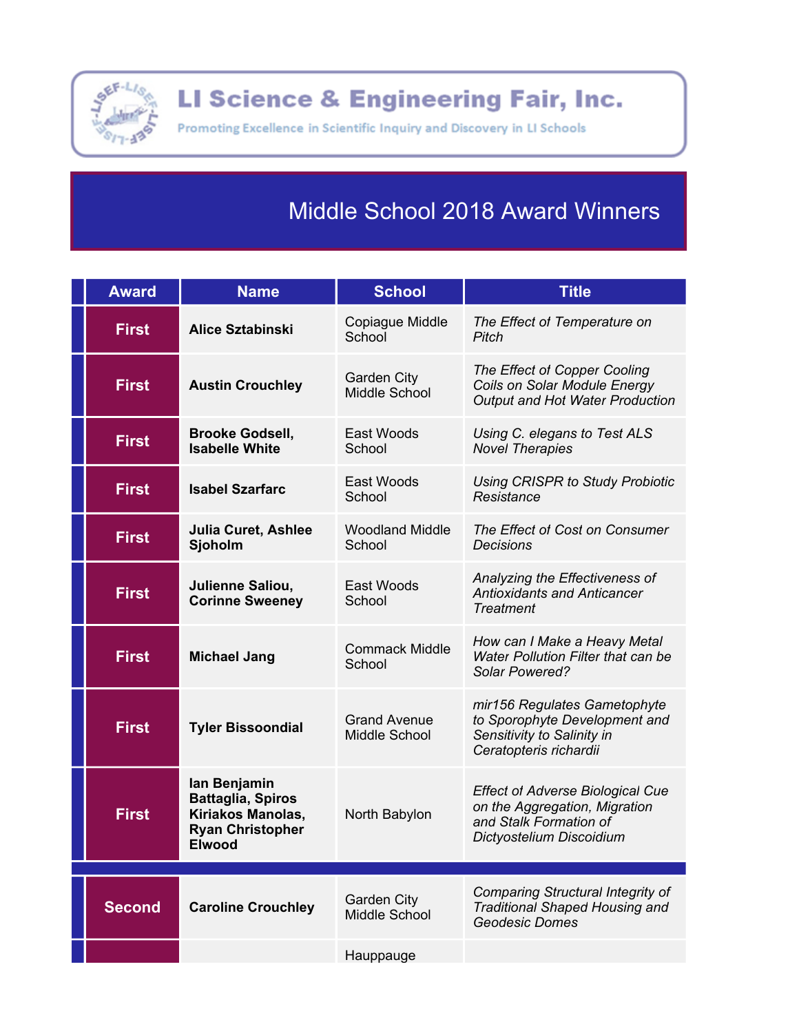# LI Science & Engineering Fair, Inc.

Promoting Excellence in Scientific Inquiry and Discovery in LI Schools

## Middle School 2018 Award Winners

| Award | Name | School | Title |
|---|---|---|---|
| **First** | **Alice Sztabinski** | Copiague Middle School | *The Effect of Temperature on Pitch* |
| **First** | **Austin Crouchley** | Garden City Middle School | *The Effect of Copper Cooling Coils on Solar Module Energy Output and Hot Water Production* |
| **First** | **Brooke Godsell, Isabelle White** | East Woods School | *Using C. elegans to Test ALS Novel Therapies* |
| **First** | **Isabel Szarfarc** | East Woods School | *Using CRISPR to Study Probiotic Resistance* |
| **First** | **Julia Curet, Ashlee Sjoholm** | Woodland Middle School | *The Effect of Cost on Consumer Decisions* |
| **First** | **Julienne Saliou, Corinne Sweeney** | East Woods School | *Analyzing the Effectiveness of Antioxidants and Anticancer Treatment* |
| **First** | **Michael Jang** | Commack Middle School | *How can I Make a Heavy Metal Water Pollution Filter that can be Solar Powered?* |
| **First** | **Tyler Bissoondial** | Grand Avenue Middle School | *mir156 Regulates Gametophyte to Sporophyte Development and Sensitivity to Salinity in Ceratopteris richardii* |
| **First** | **Ian Benjamin Battaglia, Spiros Kiriakos Manolas, Ryan Christopher Elwood** | North Babylon | *Effect of Adverse Biological Cue on the Aggregation, Migration and Stalk Formation of Dictyostelium Discoidium* |
| **Second** | **Caroline Crouchley** | Garden City Middle School | *Comparing Structural Integrity of Traditional Shaped Housing and Geodesic Domes* |
| | | Hauppauge | |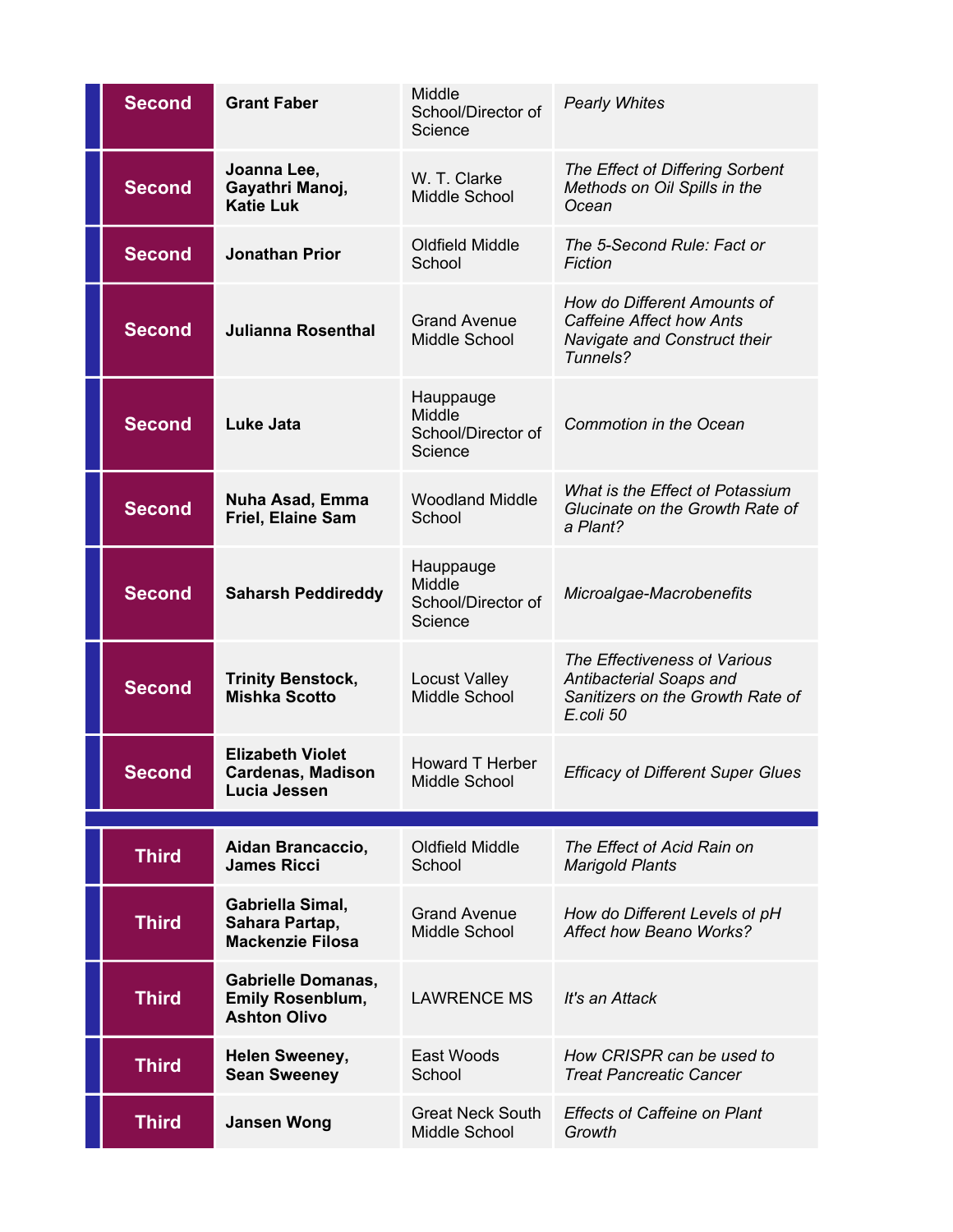| | | | |
|---|---|---|---|
| Second | **Grant Faber** | Middle School/Director of Science | *Pearly Whites* |
| Second | **Joanna Lee, Gayathri Manoj, Katie Luk** | W. T. Clarke Middle School | *The Effect of Differing Sorbent Methods on Oil Spills in the Ocean* |
| Second | **Jonathan Prior** | Oldfield Middle School | *The 5-Second Rule: Fact or Fiction* |
| Second | **Julianna Rosenthal** | Grand Avenue Middle School | *How do Different Amounts of Caffeine Affect how Ants Navigate and Construct their Tunnels?* |
| Second | **Luke Jata** | Hauppauge Middle School/Director of Science | *Commotion in the Ocean* |
| Second | **Nuha Asad, Emma Friel, Elaine Sam** | Woodland Middle School | *What is the Effect of Potassium Glucinate on the Growth Rate of a Plant?* |
| Second | **Saharsh Peddireddy** | Hauppauge Middle School/Director of Science | *Microalgae-Macrobenefits* |
| Second | **Trinity Benstock, Mishka Scotto** | Locust Valley Middle School | *The Effectiveness of Various Antibacterial Soaps and Sanitizers on the Growth Rate of E.coli 50* |
| Second | **Elizabeth Violet Cardenas, Madison Lucia Jessen** | Howard T Herber Middle School | *Efficacy of Different Super Glues* |
| | | | |
| Third | **Aidan Brancaccio, James Ricci** | Oldfield Middle School | *The Effect of Acid Rain on Marigold Plants* |
| Third | **Gabriella Simal, Sahara Partap, Mackenzie Filosa** | Grand Avenue Middle School | *How do Different Levels of pH Affect how Beano Works?* |
| Third | **Gabrielle Domanas, Emily Rosenblum, Ashton Olivo** | LAWRENCE MS | *It's an Attack* |
| Third | **Helen Sweeney, Sean Sweeney** | East Woods School | *How CRISPR can be used to Treat Pancreatic Cancer* |
| Third | **Jansen Wong** | Great Neck South Middle School | *Effects of Caffeine on Plant Growth* |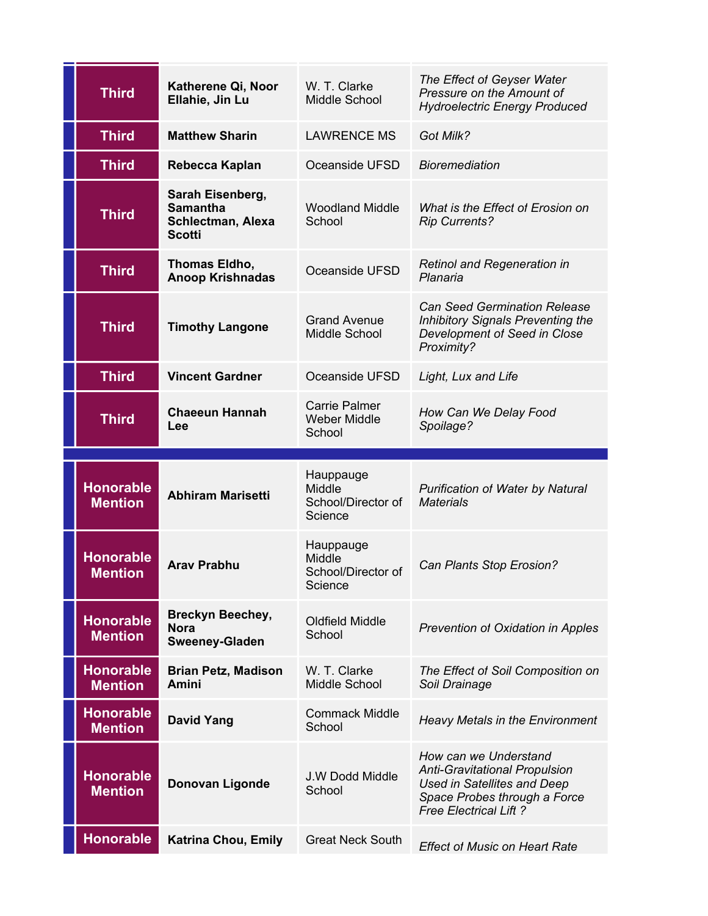| | | | |
|---|---|---|---|
| Third | **Katherene Qi, Noor Ellahie, Jin Lu** | W. T. Clarke Middle School | *The Effect of Geyser Water Pressure on the Amount of Hydroelectric Energy Produced* |
| Third | **Matthew Sharin** | LAWRENCE MS | *Got Milk?* |
| Third | **Rebecca Kaplan** | Oceanside UFSD | *Bioremediation* |
| Third | **Sarah Eisenberg, Samantha Schlectman, Alexa Scotti** | Woodland Middle School | *What is the Effect of Erosion on Rip Currents?* |
| Third | **Thomas Eldho, Anoop Krishnadas** | Oceanside UFSD | *Retinol and Regeneration in Planaria* |
| Third | **Timothy Langone** | Grand Avenue Middle School | *Can Seed Germination Release Inhibitory Signals Preventing the Development of Seed in Close Proximity?* |
| Third | **Vincent Gardner** | Oceanside UFSD | *Light, Lux and Life* |
| Third | **Chaeeun Hannah Lee** | Carrie Palmer Weber Middle School | *How Can We Delay Food Spoilage?* |
| Honorable Mention | **Abhiram Marisetti** | Hauppauge Middle School/Director of Science | *Purification of Water by Natural Materials* |
| Honorable Mention | **Arav Prabhu** | Hauppauge Middle School/Director of Science | *Can Plants Stop Erosion?* |
| Honorable Mention | **Breckyn Beechey, Nora Sweeney-Gladen** | Oldfield Middle School | *Prevention of Oxidation in Apples* |
| Honorable Mention | **Brian Petz, Madison Amini** | W. T. Clarke Middle School | *The Effect of Soil Composition on Soil Drainage* |
| Honorable Mention | **David Yang** | Commack Middle School | *Heavy Metals in the Environment* |
| Honorable Mention | **Donovan Ligonde** | J.W Dodd Middle School | *How can we Understand Anti-Gravitational Propulsion Used in Satellites and Deep Space Probes through a Force Free Electrical Lift ?* |
| Honorable | **Katrina Chou, Emily** | Great Neck South | *Effect of Music on Heart Rate* |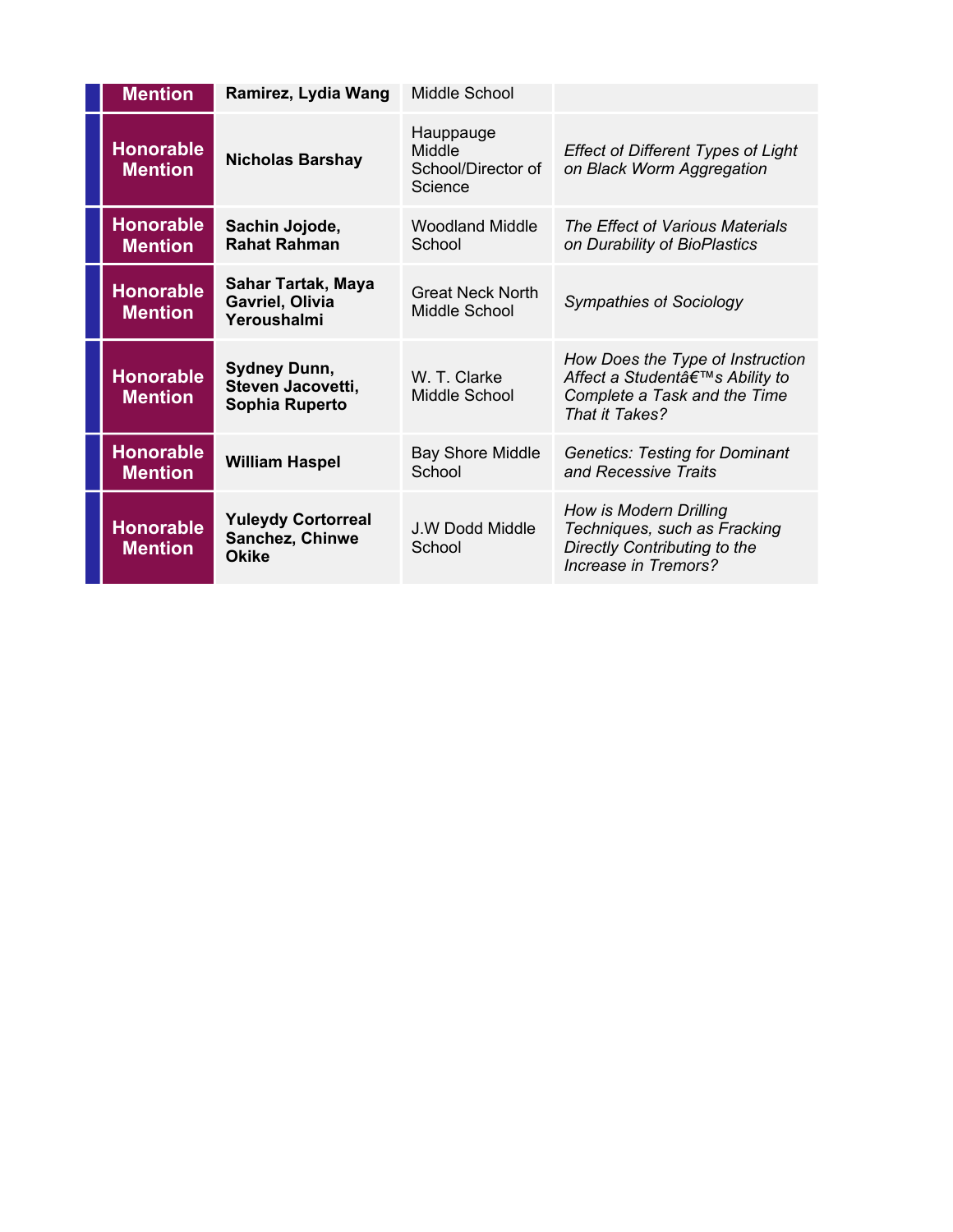| | | | |
|---|---|---|---|
| Mention | **Ramirez, Lydia Wang** | Middle School | |
| **Honorable Mention** | **Nicholas Barshay** | Hauppauge Middle School/Director of Science | *Effect of Different Types of Light on Black Worm Aggregation* |
| **Honorable Mention** | **Sachin Jojode, Rahat Rahman** | Woodland Middle School | *The Effect of Various Materials on Durability of BioPlastics* |
| **Honorable Mention** | **Sahar Tartak, Maya Gavriel, Olivia Yeroushalmi** | Great Neck North Middle School | *Sympathies of Sociology* |
| **Honorable Mention** | **Sydney Dunn, Steven Jacovetti, Sophia Ruperto** | W. T. Clarke Middle School | *How Does the Type of Instruction Affect a Studentâ€™s Ability to Complete a Task and the Time That it Takes?* |
| **Honorable Mention** | **William Haspel** | Bay Shore Middle School | *Genetics: Testing for Dominant and Recessive Traits* |
| **Honorable Mention** | **Yuleydy Cortorreal Sanchez, Chinwe Okike** | J.W Dodd Middle School | *How is Modern Drilling Techniques, such as Fracking Directly Contributing to the Increase in Tremors?* |